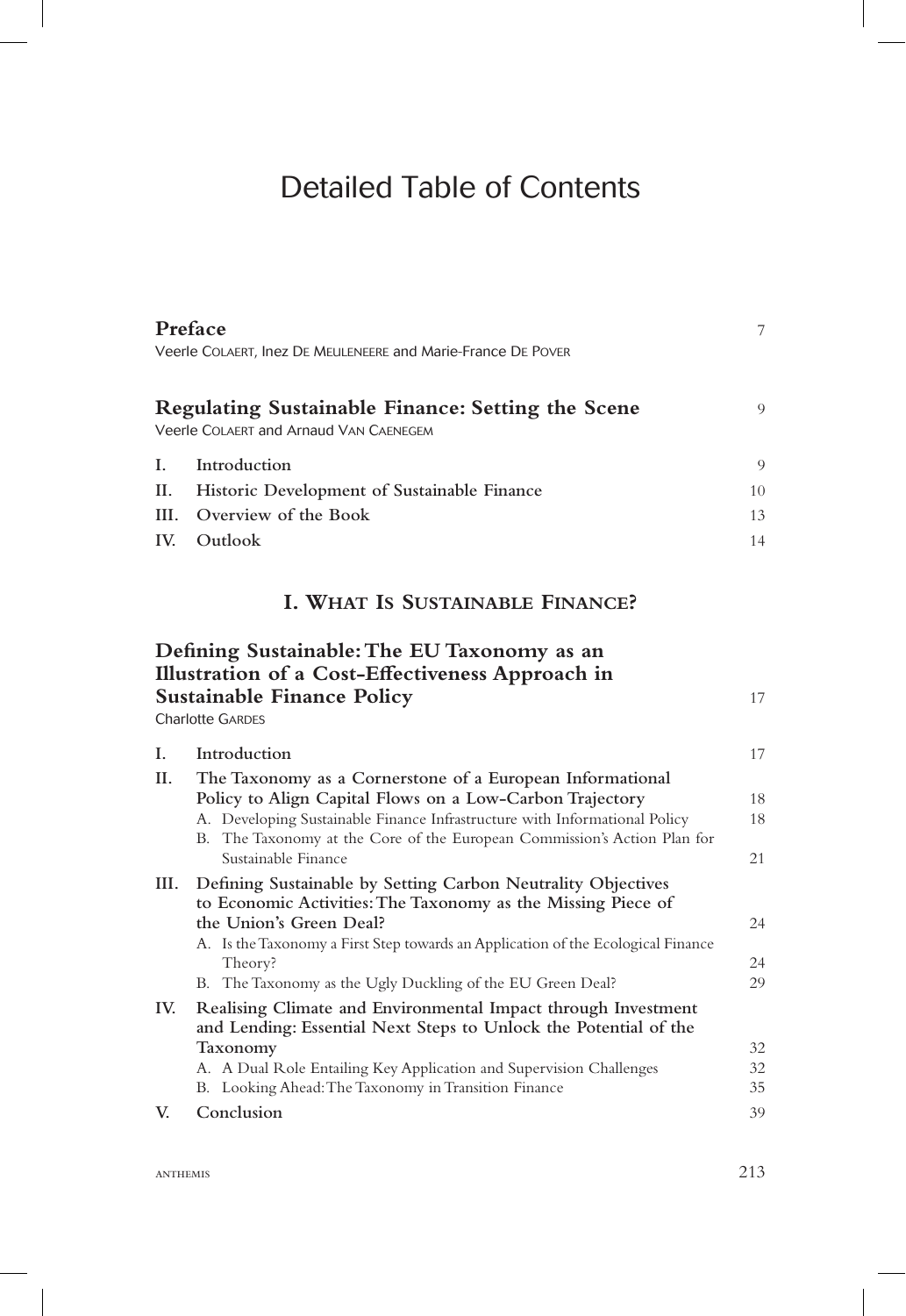# Detailed Table of Contents

**Preface** 7
Veerle Colaert, Inez De Meuleneere and Marie-France De Pover

**Regulating Sustainable Finance: Setting the Scene** 9
Veerle Colaert and Arnaud Van Caenegem

- **I. Introduction** 9
- **II. Historic Development of Sustainable Finance** 10
- **III. Overview of the Book** 13
- **IV. Outlook** 14

## I. What Is Sustainable Finance?

**Defining Sustainable: The EU Taxonomy as an Illustration of a Cost-Effectiveness Approach in Sustainable Finance Policy** 17
Charlotte Gardes

- **I. Introduction** 17
- **II. The Taxonomy as a Cornerstone of a European Informational Policy to Align Capital Flows on a Low-Carbon Trajectory** 18
  - A. Developing Sustainable Finance Infrastructure with Informational Policy 18
  - B. The Taxonomy at the Core of the European Commission's Action Plan for Sustainable Finance 21
- **III. Defining Sustainable by Setting Carbon Neutrality Objectives to Economic Activities: The Taxonomy as the Missing Piece of the Union's Green Deal?** 24
  - A. Is the Taxonomy a First Step towards an Application of the Ecological Finance Theory? 24
  - B. The Taxonomy as the Ugly Duckling of the EU Green Deal? 29
- **IV. Realising Climate and Environmental Impact through Investment and Lending: Essential Next Steps to Unlock the Potential of the Taxonomy** 32
  - A. A Dual Role Entailing Key Application and Supervision Challenges 32
  - B. Looking Ahead: The Taxonomy in Transition Finance 35
- **V. Conclusion** 39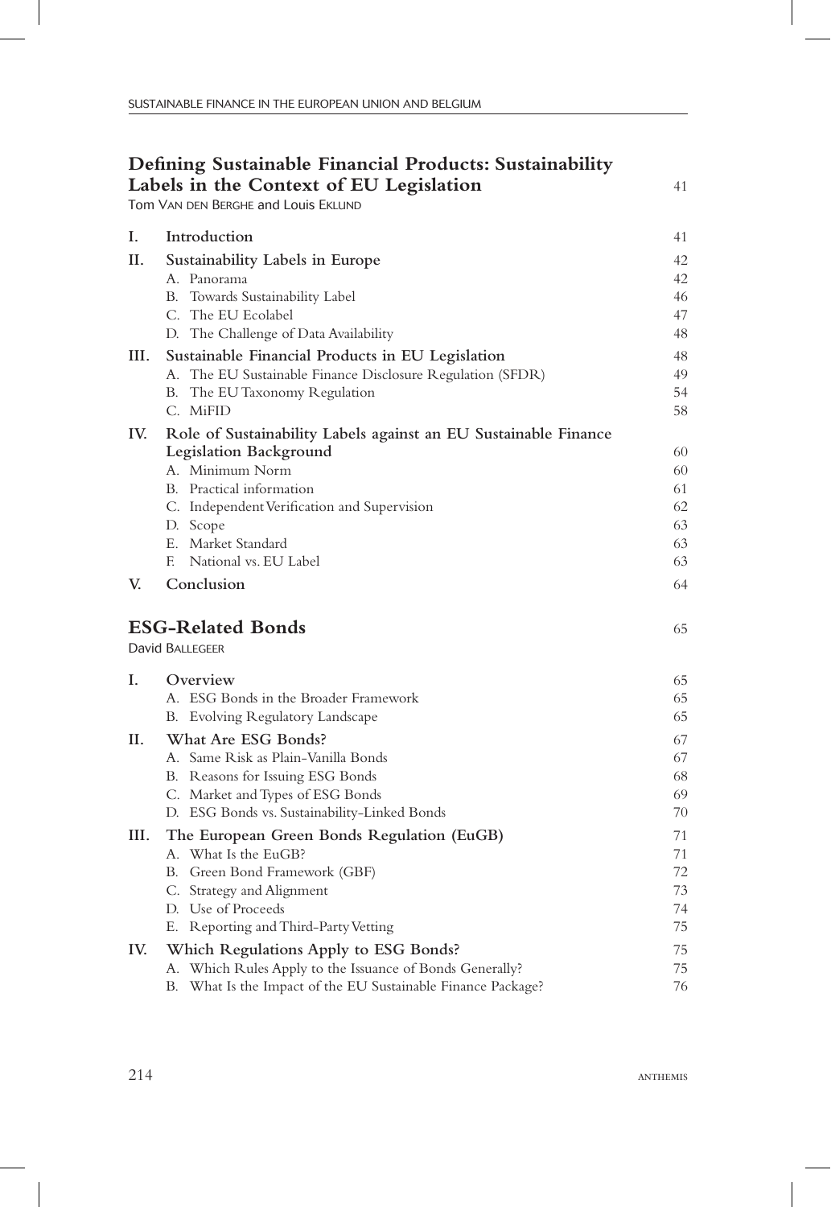## Defining Sustainable Financial Products: Sustainability Labels in the Context of EU Legislation 41

Tom Van den Berghe and Louis Eklund

| | | |
|---|---|---|
| **I.** | **Introduction** | 41 |
| **II.** | **Sustainability Labels in Europe** | 42 |
| | A. Panorama | 42 |
| | B. Towards Sustainability Label | 46 |
| | C. The EU Ecolabel | 47 |
| | D. The Challenge of Data Availability | 48 |
| **III.** | **Sustainable Financial Products in EU Legislation** | 48 |
| | A. The EU Sustainable Finance Disclosure Regulation (SFDR) | 49 |
| | B. The EU Taxonomy Regulation | 54 |
| | C. MiFID | 58 |
| **IV.** | **Role of Sustainability Labels against an EU Sustainable Finance Legislation Background** | 60 |
| | A. Minimum Norm | 60 |
| | B. Practical information | 61 |
| | C. Independent Verification and Supervision | 62 |
| | D. Scope | 63 |
| | E. Market Standard | 63 |
| | F. National vs. EU Label | 63 |
| **V.** | **Conclusion** | 64 |

## ESG-Related Bonds 65

David Ballegeer

| | | |
|---|---|---|
| **I.** | **Overview** | 65 |
| | A. ESG Bonds in the Broader Framework | 65 |
| | B. Evolving Regulatory Landscape | 65 |
| **II.** | **What Are ESG Bonds?** | 67 |
| | A. Same Risk as Plain-Vanilla Bonds | 67 |
| | B. Reasons for Issuing ESG Bonds | 68 |
| | C. Market and Types of ESG Bonds | 69 |
| | D. ESG Bonds vs. Sustainability-Linked Bonds | 70 |
| **III.** | **The European Green Bonds Regulation (EuGB)** | 71 |
| | A. What Is the EuGB? | 71 |
| | B. Green Bond Framework (GBF) | 72 |
| | C. Strategy and Alignment | 73 |
| | D. Use of Proceeds | 74 |
| | E. Reporting and Third-Party Vetting | 75 |
| **IV.** | **Which Regulations Apply to ESG Bonds?** | 75 |
| | A. Which Rules Apply to the Issuance of Bonds Generally? | 75 |
| | B. What Is the Impact of the EU Sustainable Finance Package? | 76 |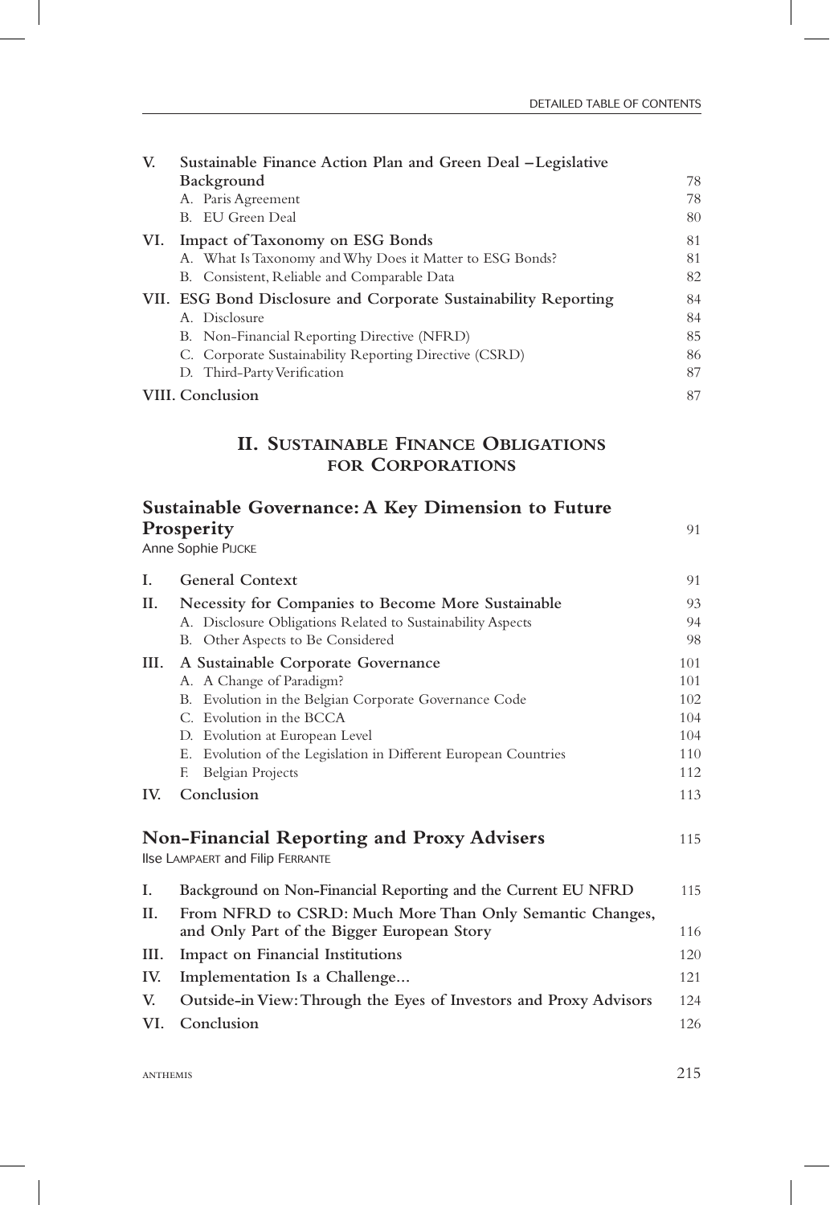| | | |
|---|---|---|
| V. | **Sustainable Finance Action Plan and Green Deal – Legislative Background** | 78 |
| | A. Paris Agreement | 78 |
| | B. EU Green Deal | 80 |
| VI. | **Impact of Taxonomy on ESG Bonds** | 81 |
| | A. What Is Taxonomy and Why Does it Matter to ESG Bonds? | 81 |
| | B. Consistent, Reliable and Comparable Data | 82 |
| VII. | **ESG Bond Disclosure and Corporate Sustainability Reporting** | 84 |
| | A. Disclosure | 84 |
| | B. Non-Financial Reporting Directive (NFRD) | 85 |
| | C. Corporate Sustainability Reporting Directive (CSRD) | 86 |
| | D. Third-Party Verification | 87 |
| VIII. | **Conclusion** | 87 |

## II. Sustainable Finance Obligations for Corporations

### Sustainable Governance: A Key Dimension to Future Prosperity — 91

Anne Sophie Pijcke

| | | |
|---|---|---|
| I. | **General Context** | 91 |
| II. | **Necessity for Companies to Become More Sustainable** | 93 |
| | A. Disclosure Obligations Related to Sustainability Aspects | 94 |
| | B. Other Aspects to Be Considered | 98 |
| III. | **A Sustainable Corporate Governance** | 101 |
| | A. A Change of Paradigm? | 101 |
| | B. Evolution in the Belgian Corporate Governance Code | 102 |
| | C. Evolution in the BCCA | 104 |
| | D. Evolution at European Level | 104 |
| | E. Evolution of the Legislation in Different European Countries | 110 |
| | F. Belgian Projects | 112 |
| IV. | **Conclusion** | 113 |

### Non-Financial Reporting and Proxy Advisers — 115

Ilse Lampaert and Filip Ferrante

| | | |
|---|---|---|
| I. | **Background on Non-Financial Reporting and the Current EU NFRD** | 115 |
| II. | **From NFRD to CSRD: Much More Than Only Semantic Changes, and Only Part of the Bigger European Story** | 116 |
| III. | **Impact on Financial Institutions** | 120 |
| IV. | **Implementation Is a Challenge...** | 121 |
| V. | **Outside-in View: Through the Eyes of Investors and Proxy Advisors** | 124 |
| VI. | **Conclusion** | 126 |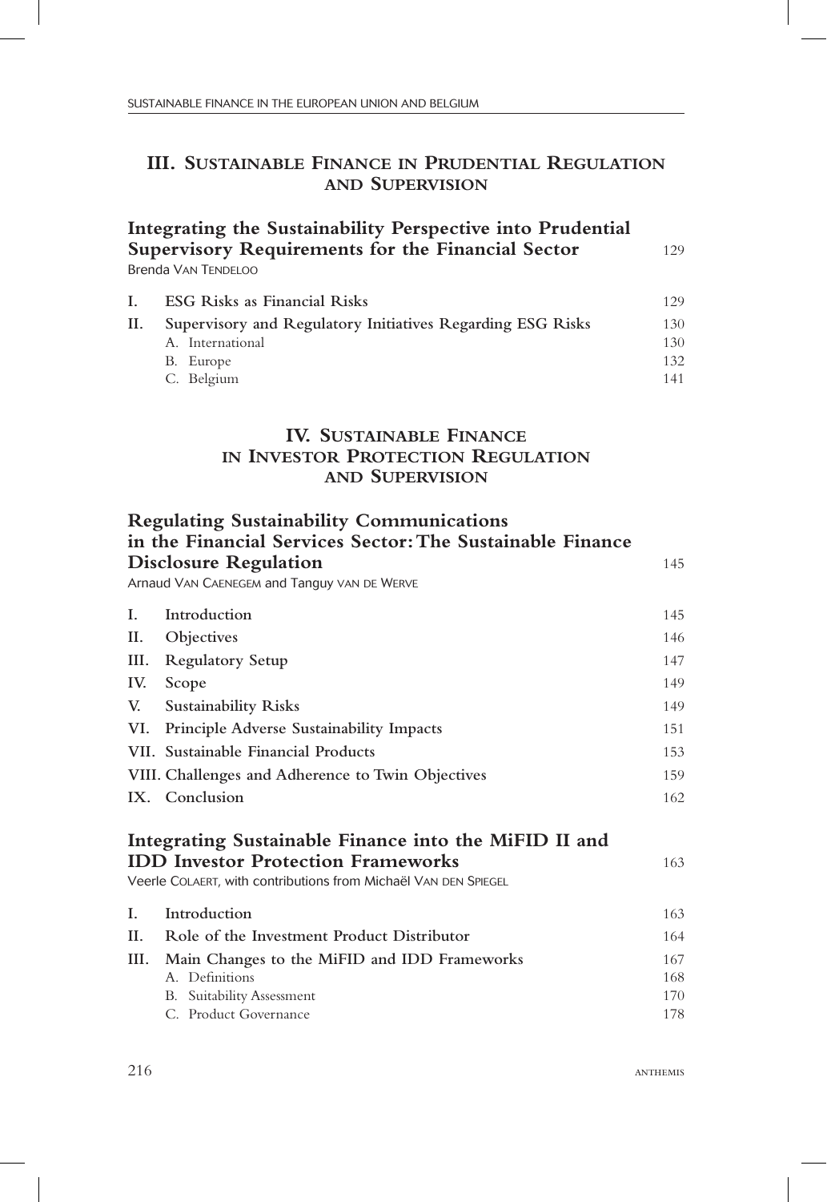## III. Sustainable Finance in Prudential Regulation and Supervision

### Integrating the Sustainability Perspective into Prudential Supervisory Requirements for the Financial Sector — 129

Brenda Van Tendeloo

| | | |
|---|---|---|
| I. | ESG Risks as Financial Risks | 129 |
| II. | Supervisory and Regulatory Initiatives Regarding ESG Risks | 130 |
| | A. International | 130 |
| | B. Europe | 132 |
| | C. Belgium | 141 |

## IV. Sustainable Finance in Investor Protection Regulation and Supervision

### Regulating Sustainability Communications in the Financial Services Sector: The Sustainable Finance Disclosure Regulation — 145

Arnaud Van Caenegem and Tanguy van de Werve

| | | |
|---|---|---|
| I. | Introduction | 145 |
| II. | Objectives | 146 |
| III. | Regulatory Setup | 147 |
| IV. | Scope | 149 |
| V. | Sustainability Risks | 149 |
| VI. | Principle Adverse Sustainability Impacts | 151 |
| VII. | Sustainable Financial Products | 153 |
| VIII. | Challenges and Adherence to Twin Objectives | 159 |
| IX. | Conclusion | 162 |

### Integrating Sustainable Finance into the MiFID II and IDD Investor Protection Frameworks — 163

Veerle Colaert, with contributions from Michaël Van den Spiegel

| | | |
|---|---|---|
| I. | Introduction | 163 |
| II. | Role of the Investment Product Distributor | 164 |
| III. | Main Changes to the MiFID and IDD Frameworks | 167 |
| | A. Definitions | 168 |
| | B. Suitability Assessment | 170 |
| | C. Product Governance | 178 |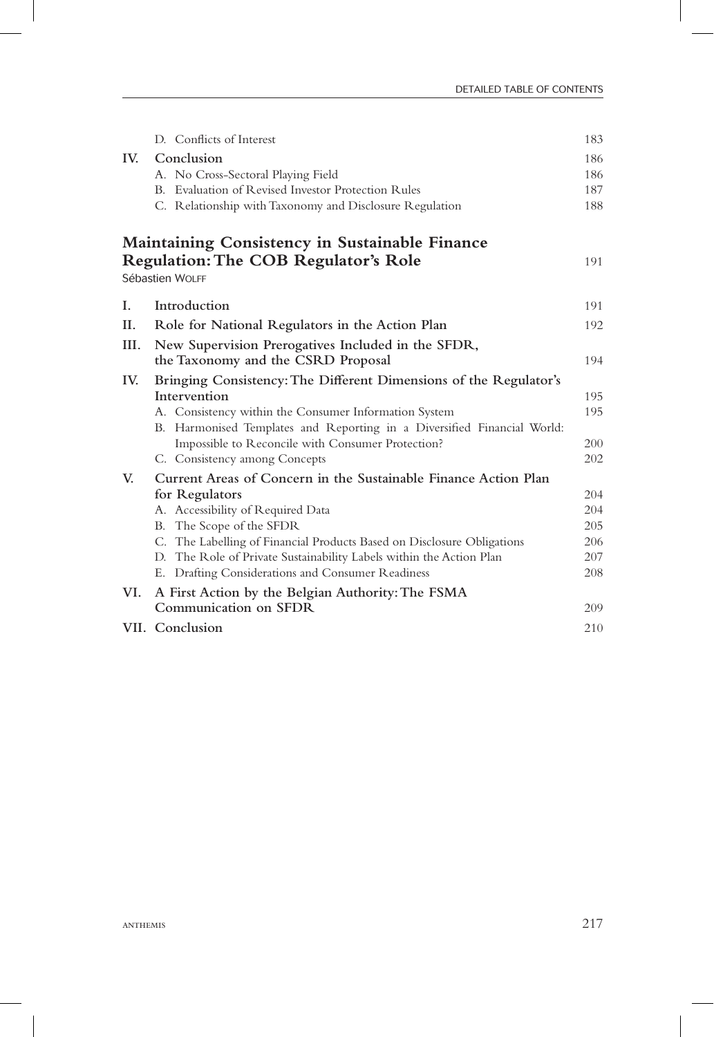D. Conflicts of Interest 183

IV. Conclusion 186

A. No Cross-Sectoral Playing Field 186

B. Evaluation of Revised Investor Protection Rules 187

C. Relationship with Taxonomy and Disclosure Regulation 188

## Maintaining Consistency in Sustainable Finance Regulation: The COB Regulator's Role 191

Sébastien Wolff

I. Introduction 191

II. Role for National Regulators in the Action Plan 192

III. New Supervision Prerogatives Included in the SFDR, the Taxonomy and the CSRD Proposal 194

IV. Bringing Consistency: The Different Dimensions of the Regulator's Intervention 195

A. Consistency within the Consumer Information System 195

B. Harmonised Templates and Reporting in a Diversified Financial World: Impossible to Reconcile with Consumer Protection? 200

C. Consistency among Concepts 202

V. Current Areas of Concern in the Sustainable Finance Action Plan for Regulators 204

A. Accessibility of Required Data 204

B. The Scope of the SFDR 205

C. The Labelling of Financial Products Based on Disclosure Obligations 206

D. The Role of Private Sustainability Labels within the Action Plan 207

E. Drafting Considerations and Consumer Readiness 208

VI. A First Action by the Belgian Authority: The FSMA Communication on SFDR 209

VII. Conclusion 210